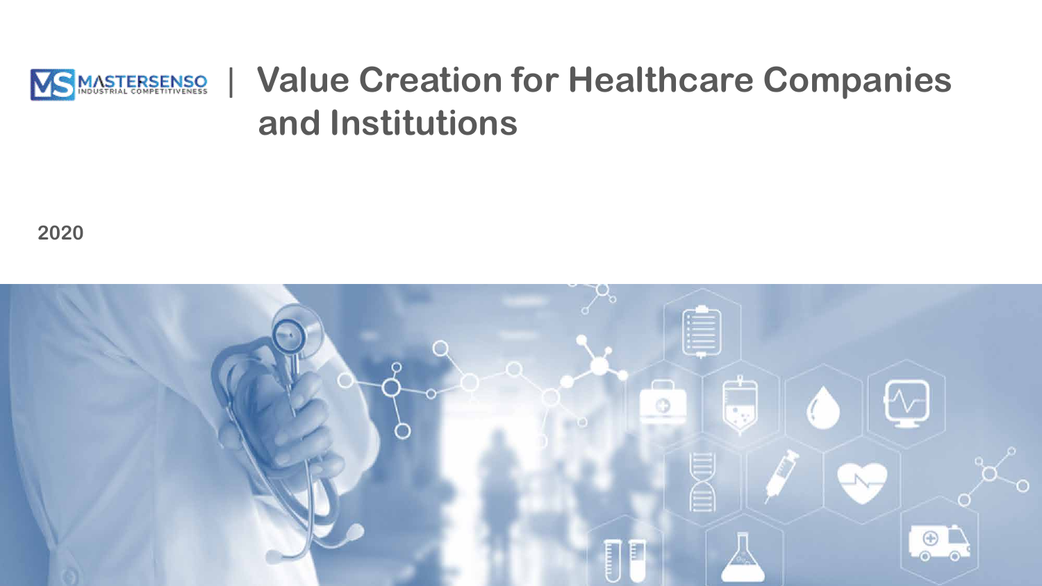MASTERSENSO INDUSTRIAL COMPETITIVENESS

# Value Creation for Healthcare Companies and Institutions

**2020**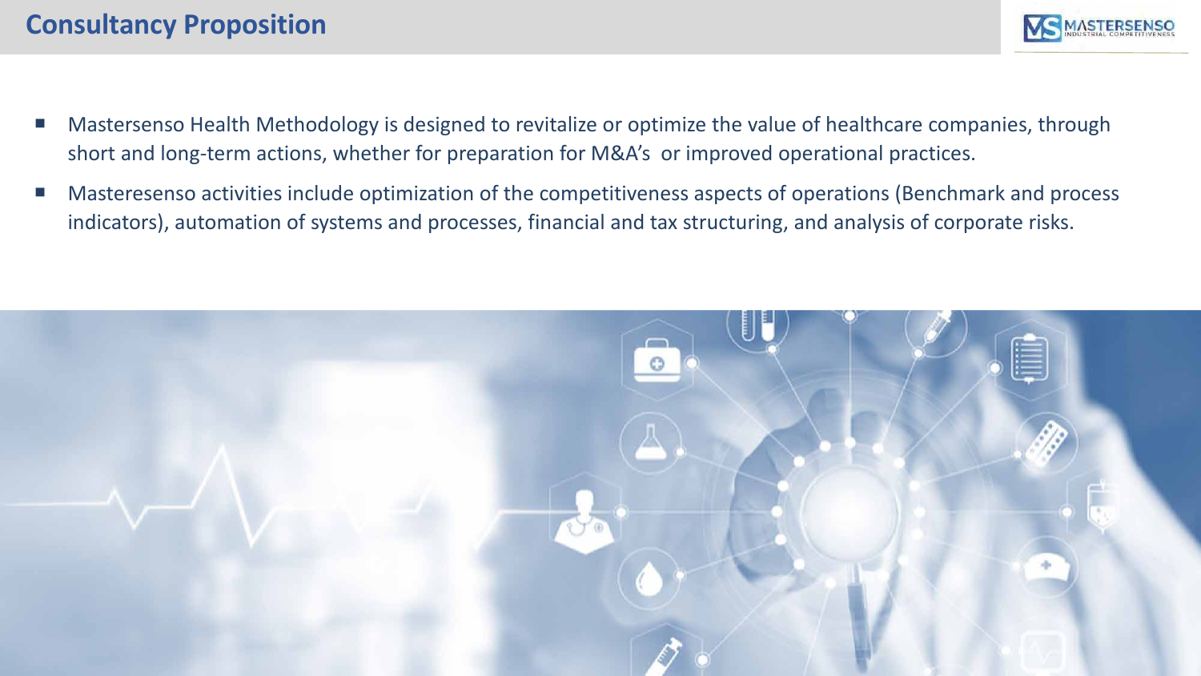# Consultancy Proposition

- Mastersenso Health Methodology is designed to revitalize or optimize the value of healthcare companies, through short and long-term actions, whether for preparation for M&A's or improved operational practices.
- Masteresenso activities include optimization of the competitiveness aspects of operations (Benchmark and process indicators), automation of systems and processes, financial and tax structuring, and analysis of corporate risks.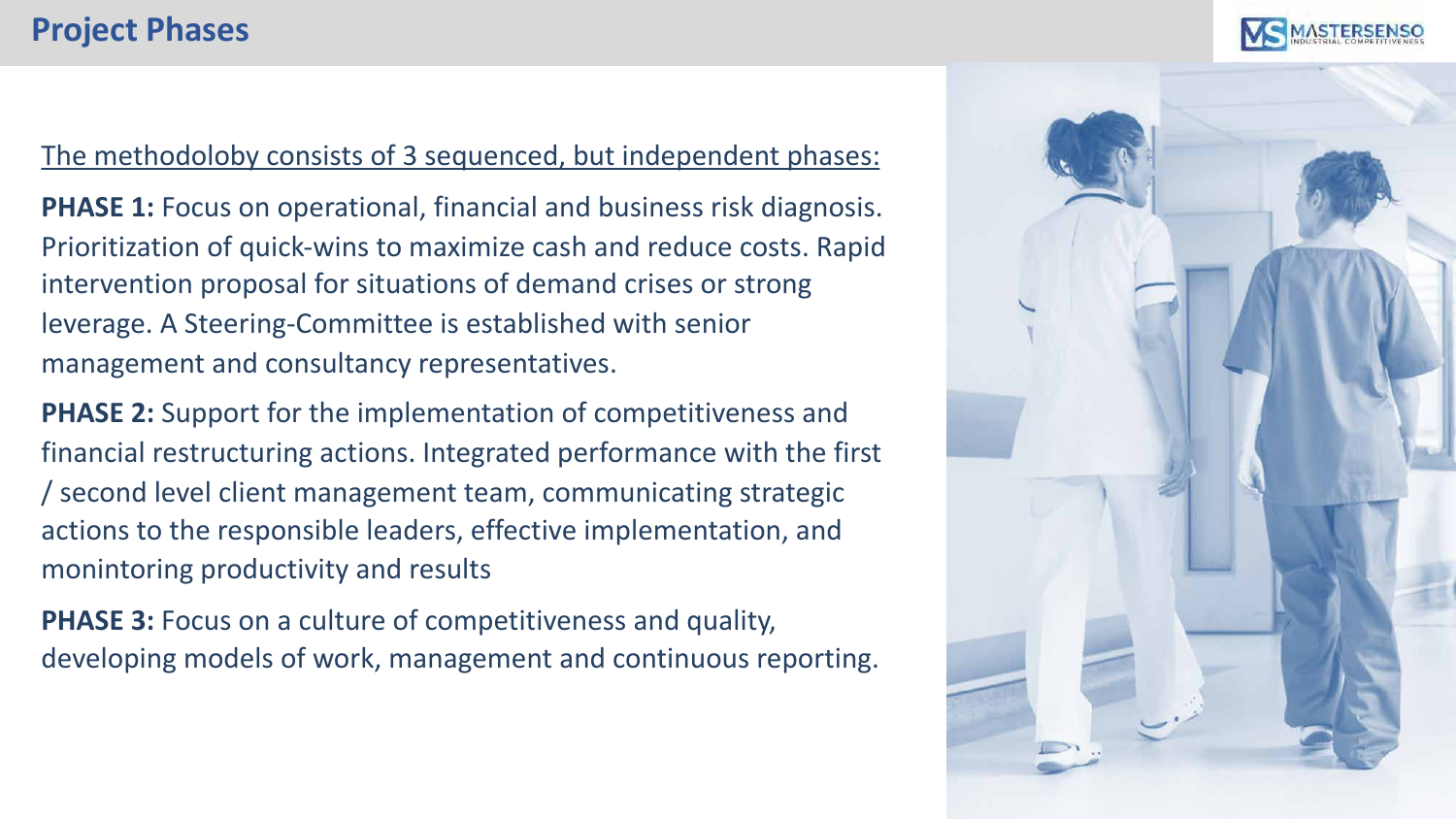# Project Phases

The methodoloby consists of 3 sequenced, but independent phases:

**PHASE 1:** Focus on operational, financial and business risk diagnosis. Prioritization of quick-wins to maximize cash and reduce costs. Rapid intervention proposal for situations of demand crises or strong leverage. A Steering-Committee is established with senior management and consultancy representatives.

**PHASE 2:** Support for the implementation of competitiveness and financial restructuring actions. Integrated performance with the first / second level client management team, communicating strategic actions to the responsible leaders, effective implementation, and monintoring productivity and results

**PHASE 3:** Focus on a culture of competitiveness and quality, developing models of work, management and continuous reporting.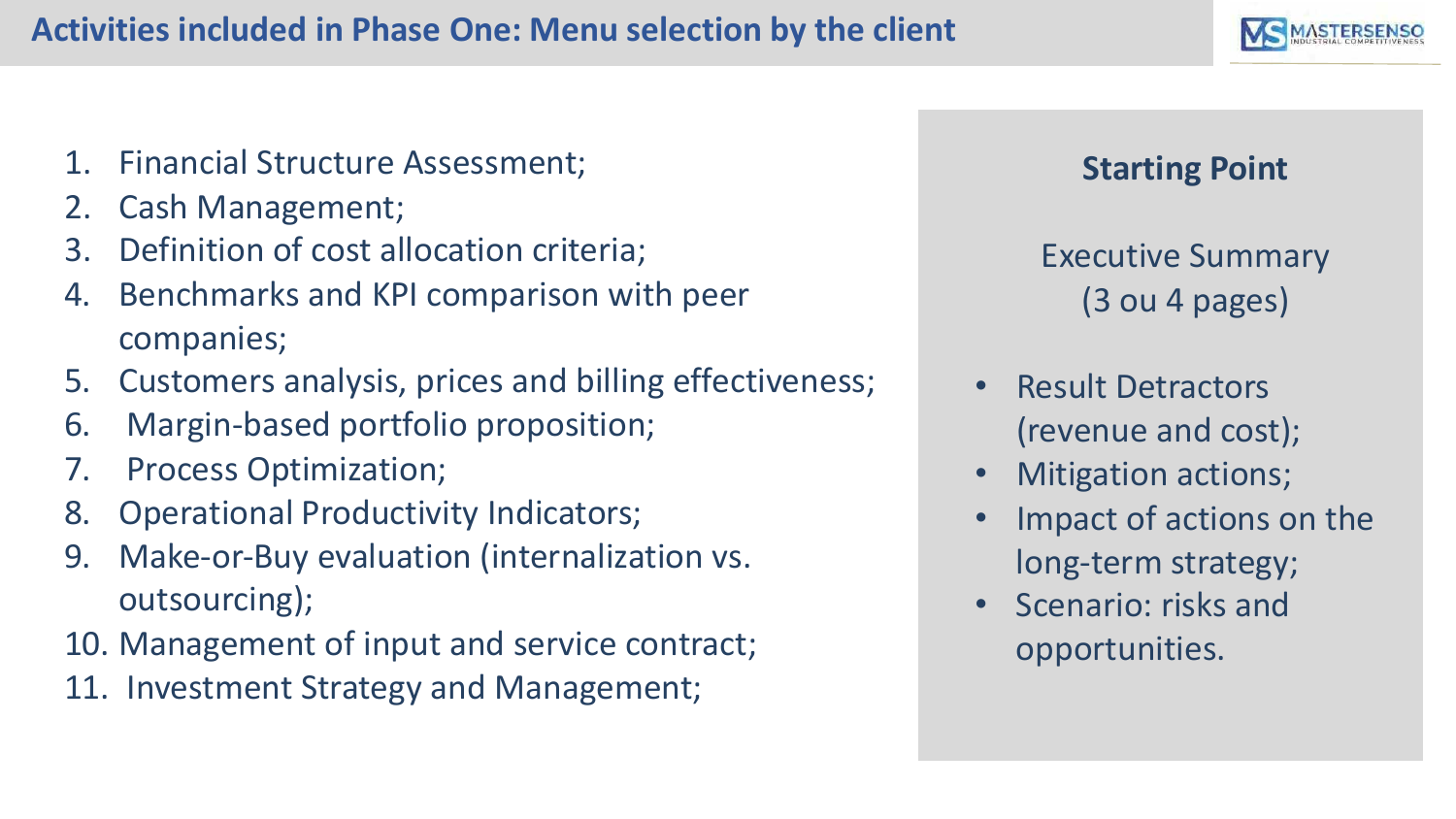# Activities included in Phase One: Menu selection by the client

1. Financial Structure Assessment;
2. Cash Management;
3. Definition of cost allocation criteria;
4. Benchmarks and KPI comparison with peer companies;
5. Customers analysis, prices and billing effectiveness;
6. Margin-based portfolio proposition;
7. Process Optimization;
8. Operational Productivity Indicators;
9. Make-or-Buy evaluation (internalization vs. outsourcing);
10. Management of input and service contract;
11. Investment Strategy and Management;

**Starting Point**

Executive Summary (3 ou 4 pages)

- Result Detractors (revenue and cost);
- Mitigation actions;
- Impact of actions on the long-term strategy;
- Scenario: risks and opportunities.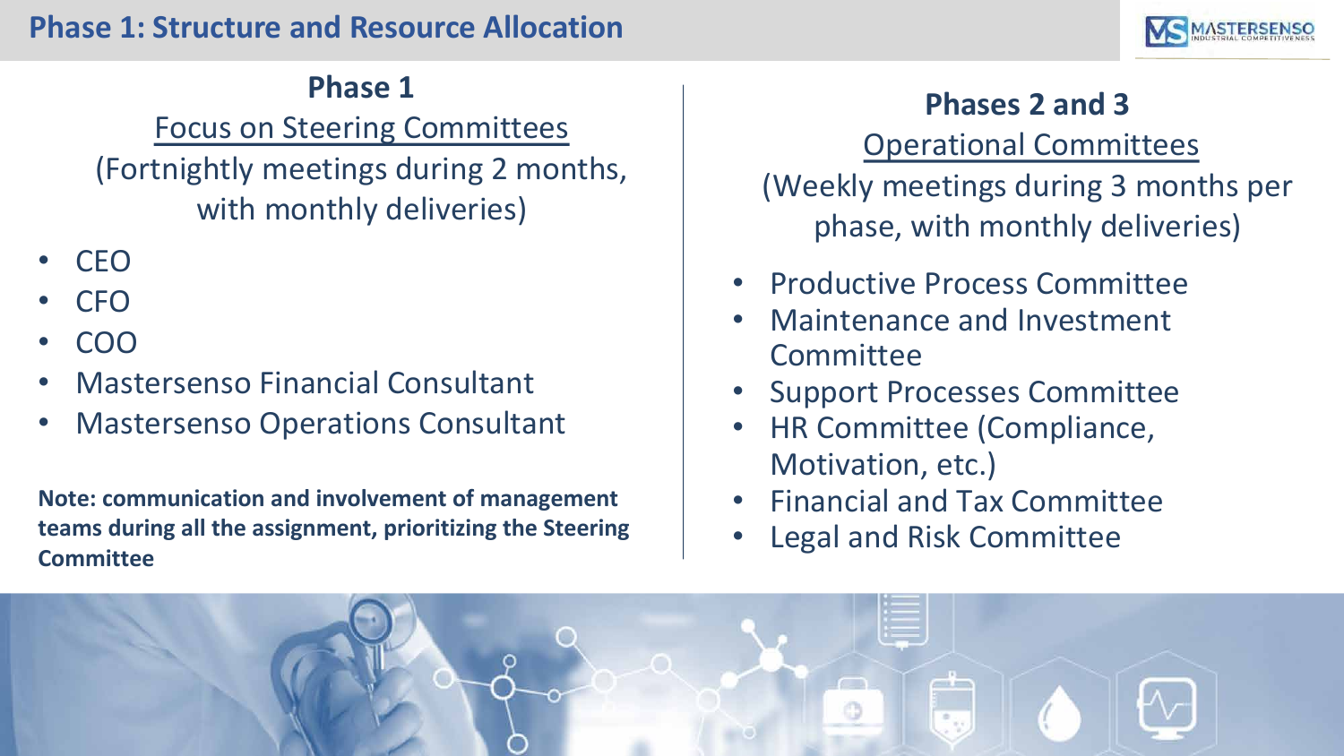# Phase 1: Structure and Resource Allocation

## Phase 1

Focus on Steering Committees

(Fortnightly meetings during 2 months, with monthly deliveries)

- CEO
- CFO
- COO
- Mastersenso Financial Consultant
- Mastersenso Operations Consultant

**Note: communication and involvement of management teams during all the assignment, prioritizing the Steering Committee**

## Phases 2 and 3

Operational Committees

(Weekly meetings during 3 months per phase, with monthly deliveries)

- Productive Process Committee
- Maintenance and Investment Committee
- Support Processes Committee
- HR Committee (Compliance, Motivation, etc.)
- Financial and Tax Committee
- Legal and Risk Committee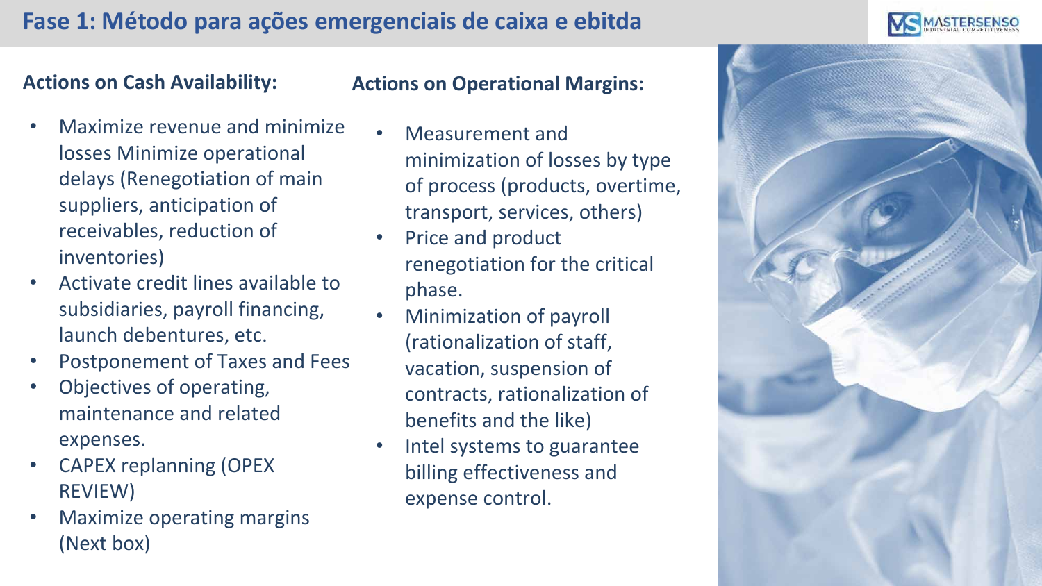# Fase 1: Método para ações emergenciais de caixa e ebitda

**Actions on Cash Availability:**

- Maximize revenue and minimize losses Minimize operational delays (Renegotiation of main suppliers, anticipation of receivables, reduction of inventories)
- Activate credit lines available to subsidiaries, payroll financing, launch debentures, etc.
- Postponement of Taxes and Fees
- Objectives of operating, maintenance and related expenses.
- CAPEX replanning (OPEX REVIEW)
- Maximize operating margins (Next box)

**Actions on Operational Margins:**

- Measurement and minimization of losses by type of process (products, overtime, transport, services, others)
- Price and product renegotiation for the critical phase.
- Minimization of payroll (rationalization of staff, vacation, suspension of contracts, rationalization of benefits and the like)
- Intel systems to guarantee billing effectiveness and expense control.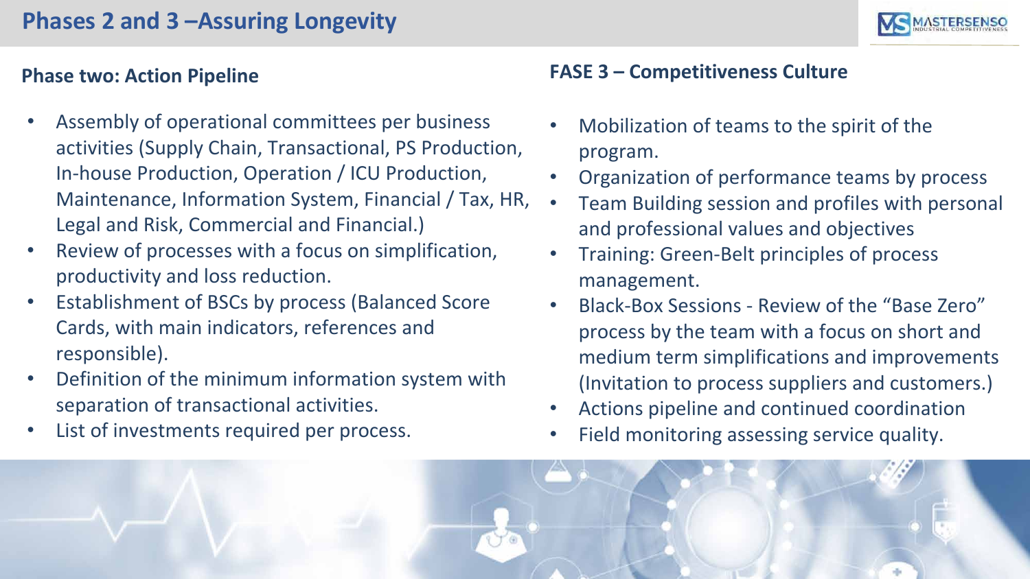# Phases 2 and 3 –Assuring Longevity

## Phase two: Action Pipeline

- Assembly of operational committees per business activities (Supply Chain, Transactional, PS Production, In-house Production, Operation / ICU Production, Maintenance, Information System, Financial / Tax, HR, Legal and Risk, Commercial and Financial.)
- Review of processes with a focus on simplification, productivity and loss reduction.
- Establishment of BSCs by process (Balanced Score Cards, with main indicators, references and responsible).
- Definition of the minimum information system with separation of transactional activities.
- List of investments required per process.

## FASE 3 – Competitiveness Culture

- Mobilization of teams to the spirit of the program.
- Organization of performance teams by process
- Team Building session and profiles with personal and professional values and objectives
- Training: Green-Belt principles of process management.
- Black-Box Sessions - Review of the "Base Zero" process by the team with a focus on short and medium term simplifications and improvements (Invitation to process suppliers and customers.)
- Actions pipeline and continued coordination
- Field monitoring assessing service quality.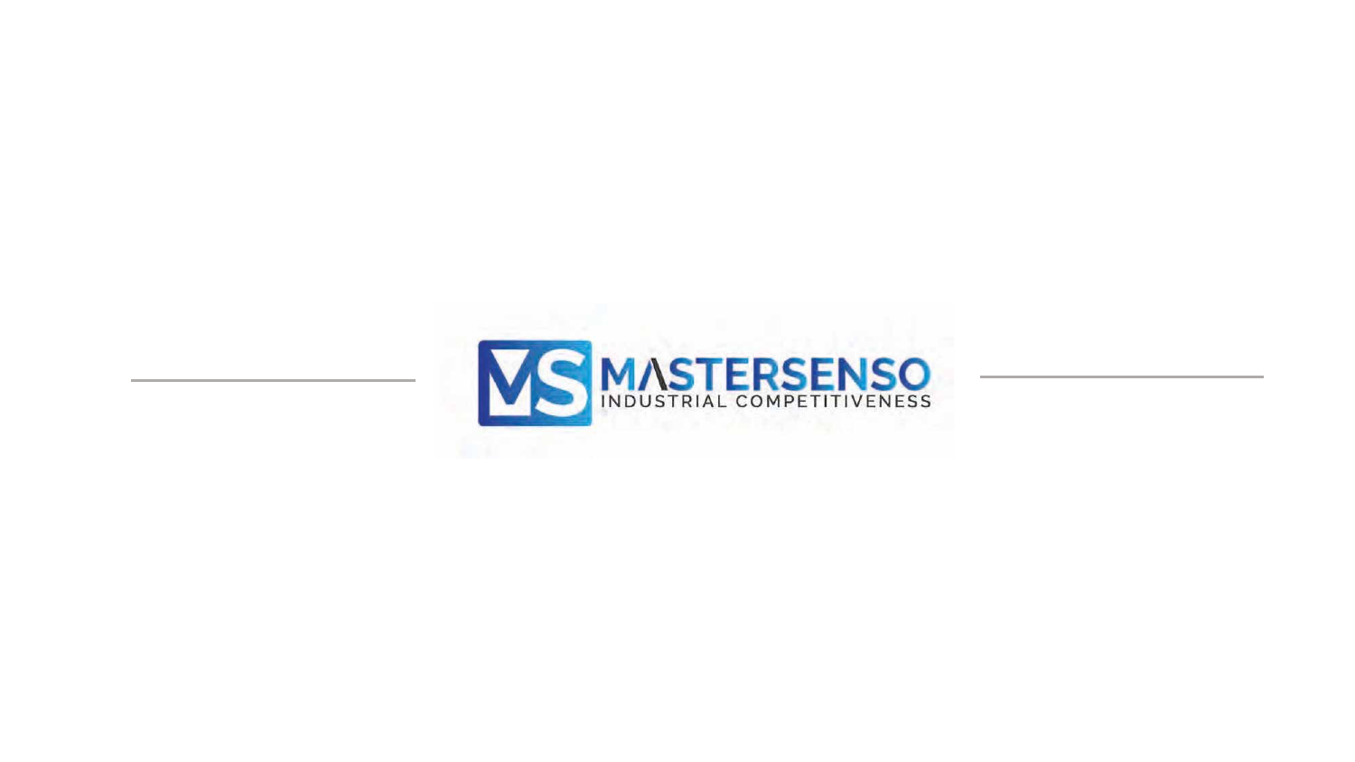MASTERSENSO

INDUSTRIAL COMPETITIVENESS